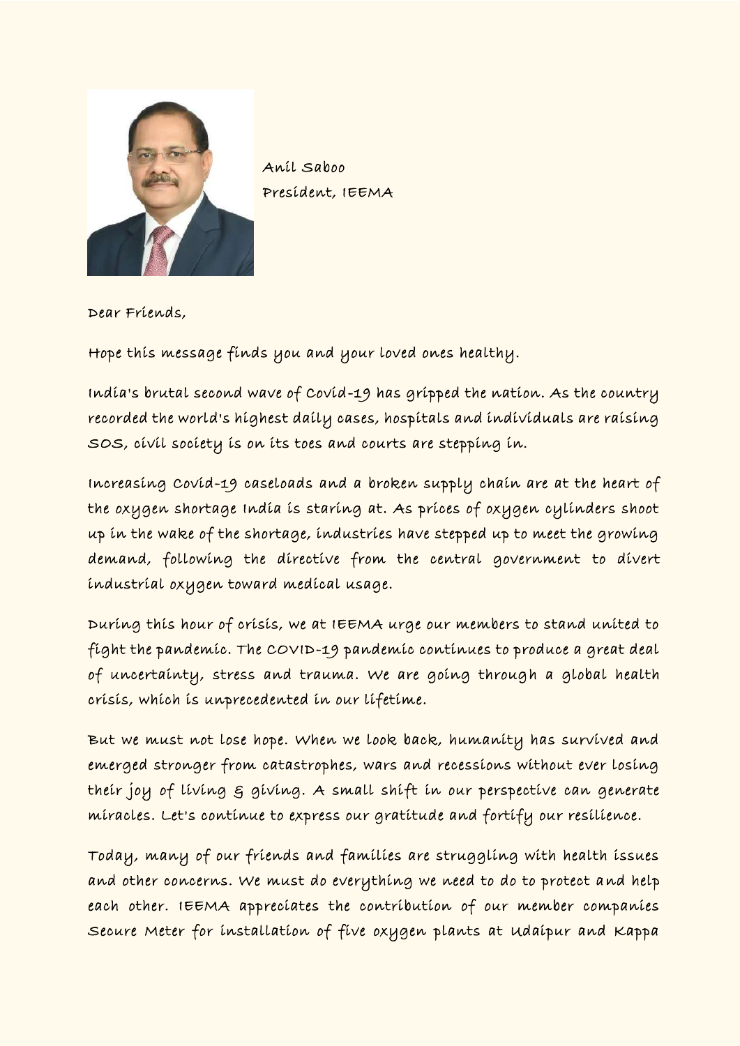Anil Saboo
President, IEEMA

Dear Friends,

Hope this message finds you and your loved ones healthy.

India's brutal second wave of Covid-19 has gripped the nation. As the country recorded the world's highest daily cases, hospitals and individuals are raising SOS, civil society is on its toes and courts are stepping in.

Increasing Covid-19 caseloads and a broken supply chain are at the heart of the oxygen shortage India is staring at. As prices of oxygen cylinders shoot up in the wake of the shortage, industries have stepped up to meet the growing demand, following the directive from the central government to divert industrial oxygen toward medical usage.

During this hour of crisis, we at IEEMA urge our members to stand united to fight the pandemic. The COVID-19 pandemic continues to produce a great deal of uncertainty, stress and trauma. We are going through a global health crisis, which is unprecedented in our lifetime.

But we must not lose hope. When we look back, humanity has survived and emerged stronger from catastrophes, wars and recessions without ever losing their joy of living & giving. A small shift in our perspective can generate miracles. Let's continue to express our gratitude and fortify our resilience.

Today, many of our friends and families are struggling with health issues and other concerns. We must do everything we need to do to protect and help each other. IEEMA appreciates the contribution of our member companies Secure Meter for installation of five oxygen plants at Udaipur and Kappa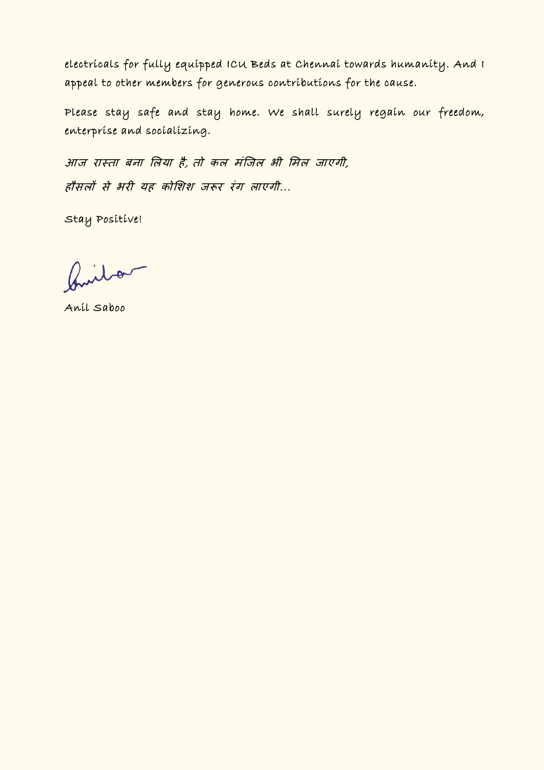electricals for fully equipped ICU Beds at Chennai towards humanity. And I appeal to other members for generous contributions for the cause.

Please stay safe and stay home. We shall surely regain our freedom, enterprise and socializing.

*आज रास्ता बना लिया है, तो कल मंजिल भी मिल जाएगी,*

*हौसलों से भरी यह कोशिश जरूर रंग लाएगी...*

Stay Positive!

Anil Saboo